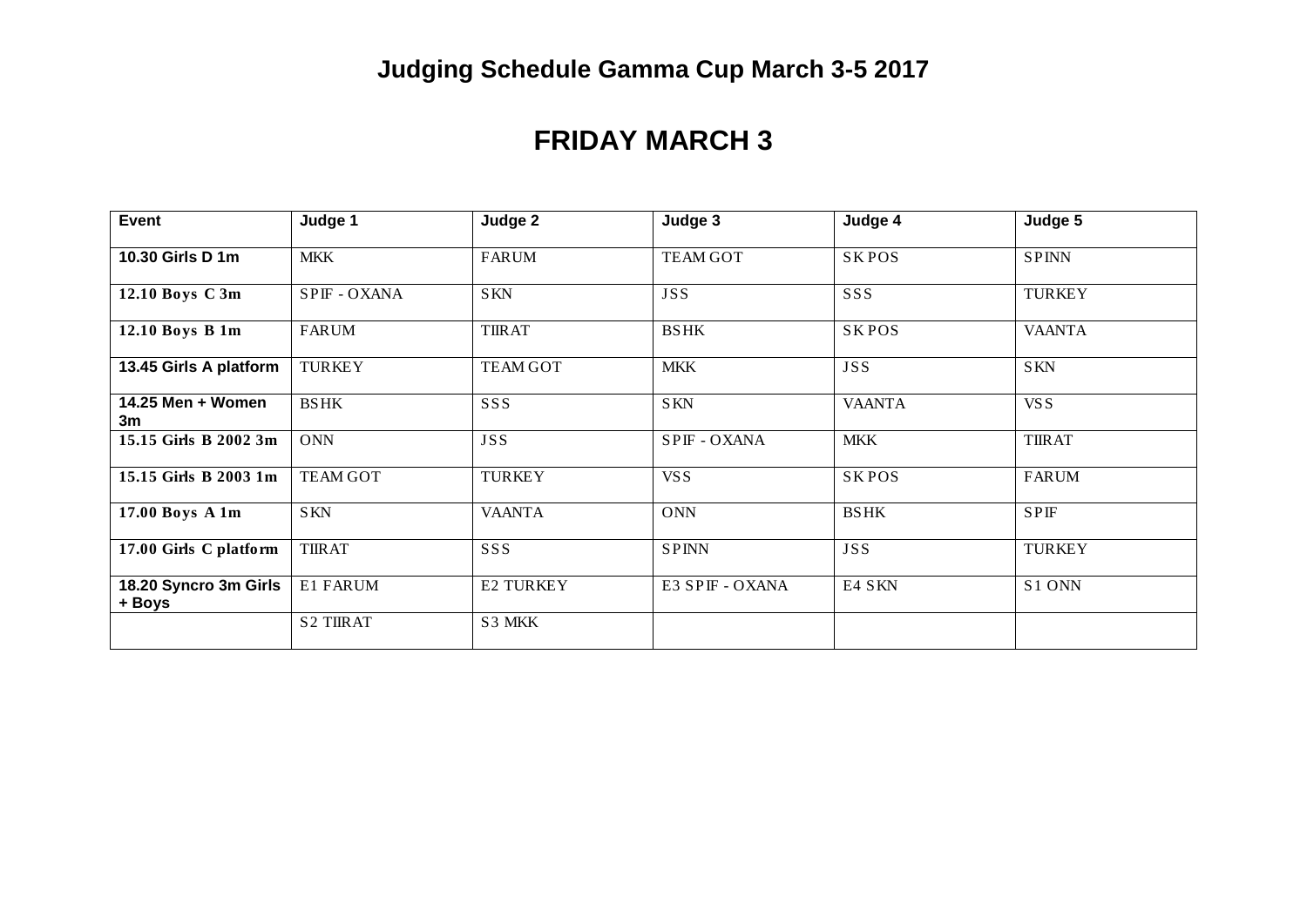# Judging Schedule Gamma Cup March 3-5 2017

## FRIDAY MARCH 3

| Event | Judge 1 | Judge 2 | Judge 3 | Judge 4 | Judge 5 |
|---|---|---|---|---|---|
| 10.30 Girls D 1m | MKK | FARUM | TEAM GOT | SKPOS | SPINN |
| 12.10 Boys C 3m | SPIF - OXANA | SKN | JSS | SSS | TURKEY |
| 12.10 Boys B 1m | FARUM | TIIRAT | BSHK | SKPOS | VAANTA |
| 13.45 Girls A platform | TURKEY | TEAM GOT | MKK | JSS | SKN |
| 14.25 Men + Women 3m | BSHK | SSS | SKN | VAANTA | VSS |
| 15.15 Girls B 2002 3m | ONN | JSS | SPIF - OXANA | MKK | TIIRAT |
| 15.15 Girls B 2003 1m | TEAM GOT | TURKEY | VSS | SKPOS | FARUM |
| 17.00 Boys A 1m | SKN | VAANTA | ONN | BSHK | SPIF |
| 17.00 Girls C platform | TIIRAT | SSS | SPINN | JSS | TURKEY |
| 18.20 Syncro 3m Girls + Boys | E1 FARUM | E2 TURKEY | E3 SPIF - OXANA | E4 SKN | S1 ONN |
| | S2 TIIRAT | S3 MKK | | | |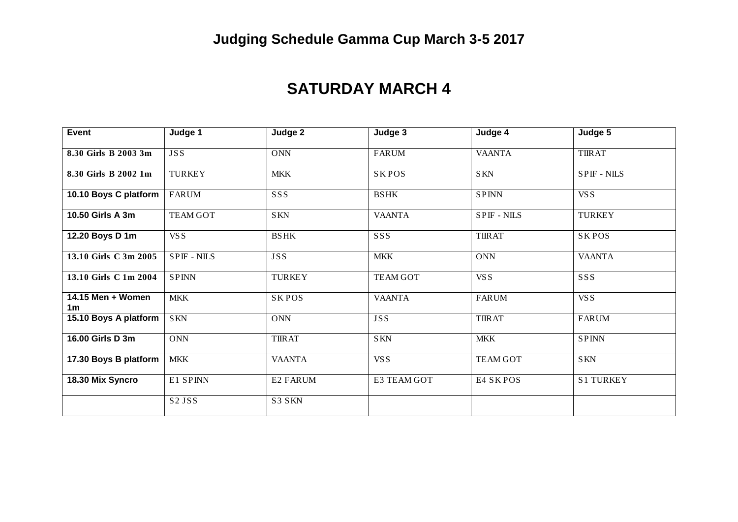# Judging Schedule Gamma Cup March 3-5 2017

## SATURDAY MARCH 4

| Event | Judge 1 | Judge 2 | Judge 3 | Judge 4 | Judge 5 |
|---|---|---|---|---|---|
| 8.30 Girls B 2003 3m | JSS | ONN | FARUM | VAANTA | TIIRAT |
| 8.30 Girls B 2002 1m | TURKEY | MKK | SKPOS | SKN | SPIF - NILS |
| 10.10 Boys C platform | FARUM | SSS | BSHK | SPINN | VSS |
| 10.50 Girls A 3m | TEAM GOT | SKN | VAANTA | SPIF - NILS | TURKEY |
| 12.20 Boys D 1m | VSS | BSHK | SSS | TIIRAT | SKPOS |
| 13.10 Girls C 3m 2005 | SPIF - NILS | JSS | MKK | ONN | VAANTA |
| 13.10 Girls C 1m 2004 | SPINN | TURKEY | TEAM GOT | VSS | SSS |
| 14.15 Men + Women 1m | MKK | SKPOS | VAANTA | FARUM | VSS |
| 15.10 Boys A platform | SKN | ONN | JSS | TIIRAT | FARUM |
| 16.00 Girls D 3m | ONN | TIIRAT | SKN | MKK | SPINN |
| 17.30 Boys B platform | MKK | VAANTA | VSS | TEAM GOT | SKN |
| 18.30 Mix Syncro | E1 SPINN | E2 FARUM | E3 TEAM GOT | E4 SKPOS | S1 TURKEY |
| | S2 JSS | S3 SKN | | | |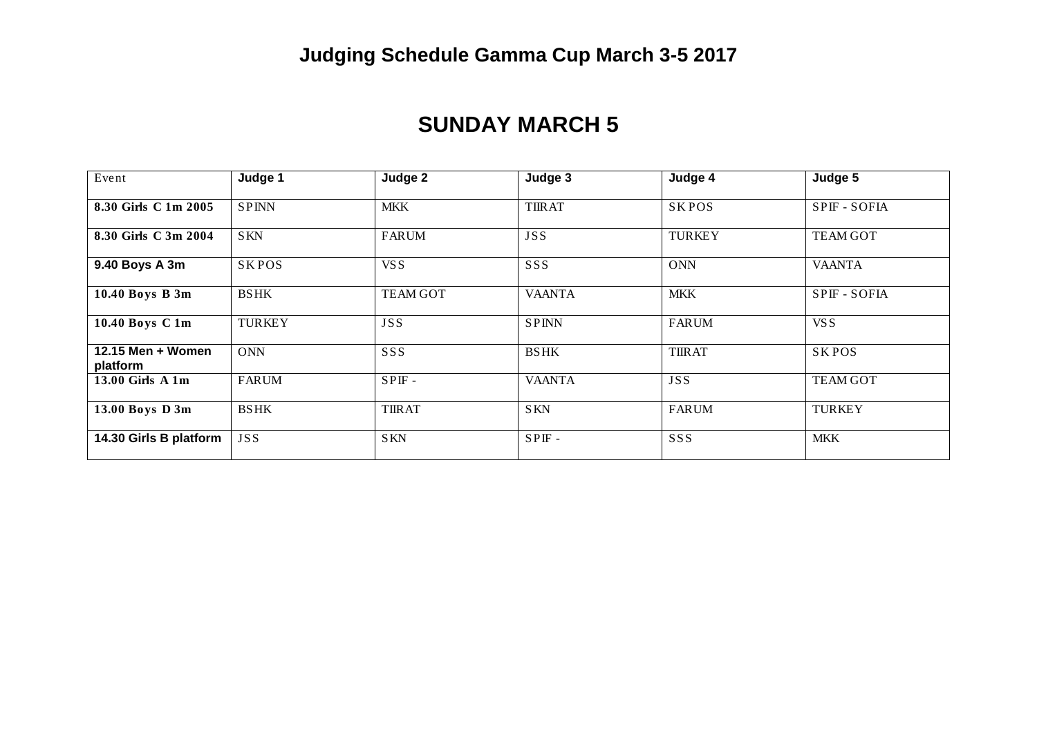# Judging Schedule Gamma Cup March 3-5 2017

## SUNDAY MARCH 5

| Event | Judge 1 | Judge 2 | Judge 3 | Judge 4 | Judge 5 |
|---|---|---|---|---|---|
| **8.30 Girls C 1m 2005** | SPINN | MKK | TIIRAT | SK POS | SPIF - SOFIA |
| **8.30 Girls C 3m 2004** | SKN | FARUM | JSS | TURKEY | TEAM GOT |
| **9.40 Boys A 3m** | SK POS | VSS | SSS | ONN | VAANTA |
| **10.40 Boys B 3m** | BSHK | TEAM GOT | VAANTA | MKK | SPIF - SOFIA |
| **10.40 Boys C 1m** | TURKEY | JSS | SPINN | FARUM | VSS |
| **12.15 Men + Women platform** | ONN | SSS | BSHK | TIIRAT | SK POS |
| **13.00 Girls A 1m** | FARUM | SPIF - | VAANTA | JSS | TEAM GOT |
| **13.00 Boys D 3m** | BSHK | TIIRAT | SKN | FARUM | TURKEY |
| **14.30 Girls B platform** | JSS | SKN | SPIF - | SSS | MKK |